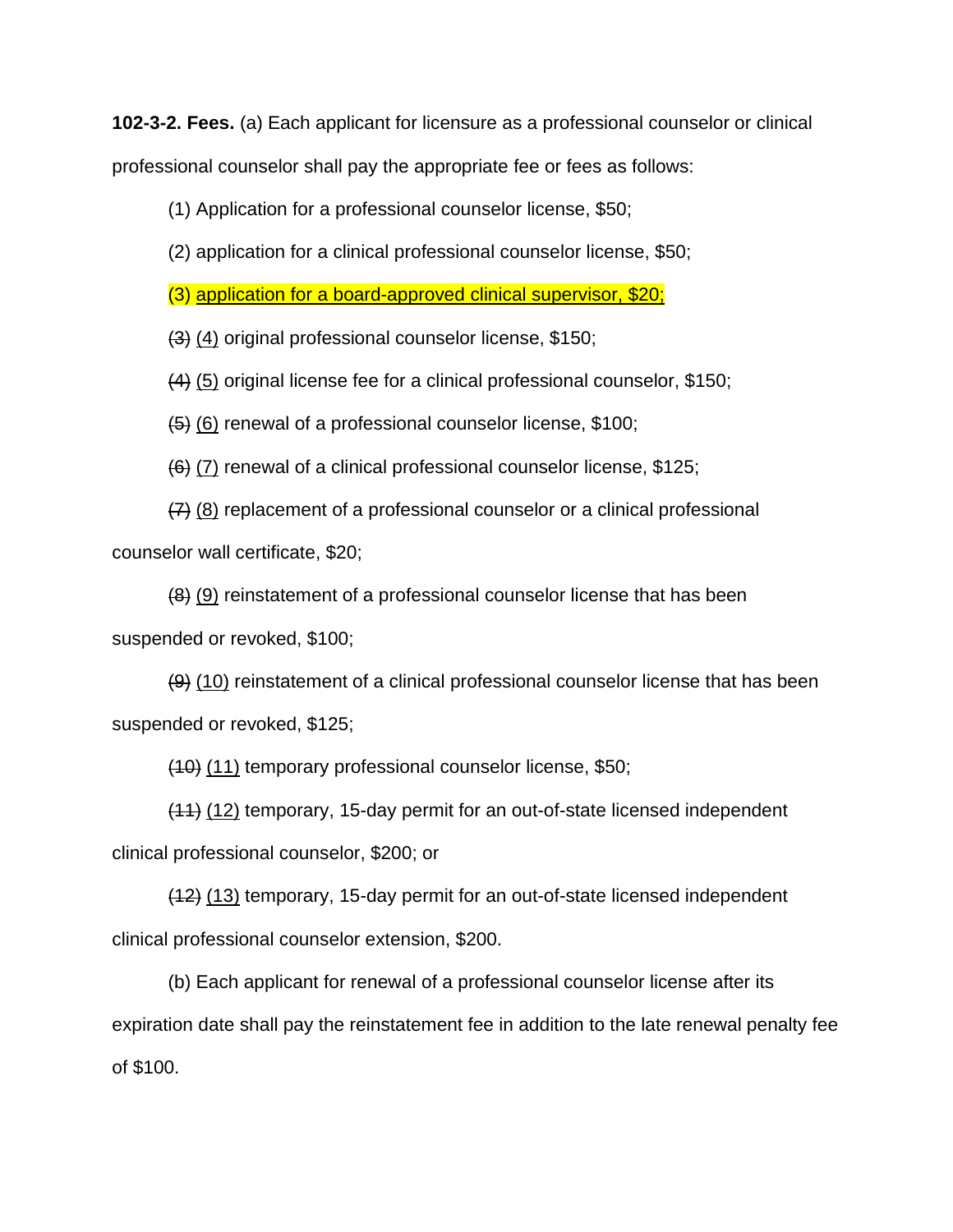**102-3-2. Fees.** (a) Each applicant for licensure as a professional counselor or clinical professional counselor shall pay the appropriate fee or fees as follows:

(1) Application for a professional counselor license, $50;

(2) application for a clinical professional counselor license, $50;

(3) <u>application for a board-approved clinical supervisor, $20;</u>

~~(3)~~ <u>(4)</u> original professional counselor license, $150;

~~(4)~~ <u>(5)</u> original license fee for a clinical professional counselor, $150;

~~(5)~~ <u>(6)</u> renewal of a professional counselor license, $100;

~~(6)~~ <u>(7)</u> renewal of a clinical professional counselor license, $125;

~~(7)~~ <u>(8)</u> replacement of a professional counselor or a clinical professional counselor wall certificate, $20;

~~(8)~~ <u>(9)</u> reinstatement of a professional counselor license that has been suspended or revoked, $100;

~~(9)~~ <u>(10)</u> reinstatement of a clinical professional counselor license that has been suspended or revoked, $125;

~~(10)~~ <u>(11)</u> temporary professional counselor license, $50;

~~(11)~~ <u>(12)</u> temporary, 15-day permit for an out-of-state licensed independent clinical professional counselor, $200; or

~~(12)~~ <u>(13)</u> temporary, 15-day permit for an out-of-state licensed independent clinical professional counselor extension, $200.

(b) Each applicant for renewal of a professional counselor license after its expiration date shall pay the reinstatement fee in addition to the late renewal penalty fee of $100.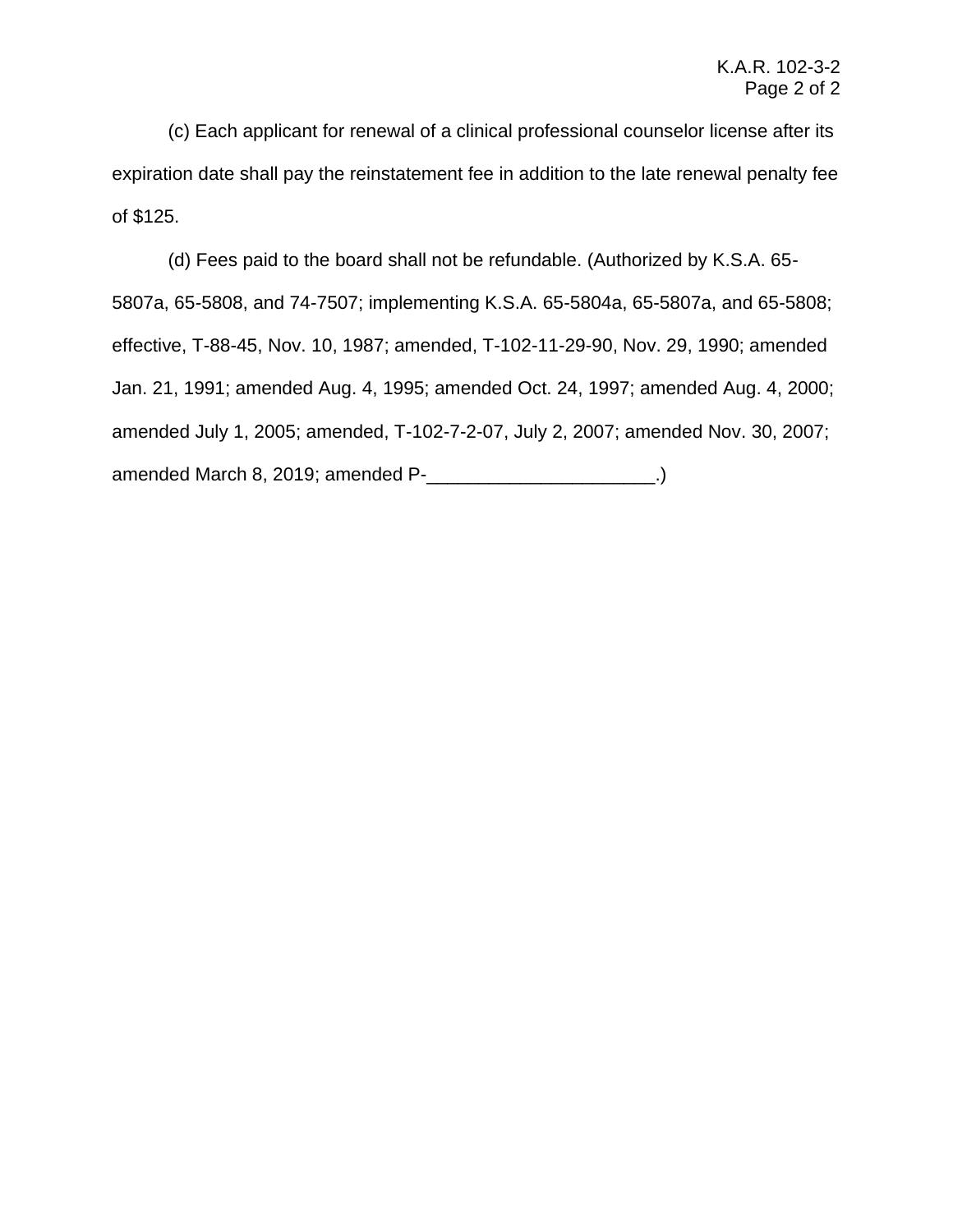(c) Each applicant for renewal of a clinical professional counselor license after its expiration date shall pay the reinstatement fee in addition to the late renewal penalty fee of $125.

(d) Fees paid to the board shall not be refundable. (Authorized by K.S.A. 65-5807a, 65-5808, and 74-7507; implementing K.S.A. 65-5804a, 65-5807a, and 65-5808; effective, T-88-45, Nov. 10, 1987; amended, T-102-11-29-90, Nov. 29, 1990; amended Jan. 21, 1991; amended Aug. 4, 1995; amended Oct. 24, 1997; amended Aug. 4, 2000; amended July 1, 2005; amended, T-102-7-2-07, July 2, 2007; amended Nov. 30, 2007; amended March 8, 2019; amended P-______________________.)